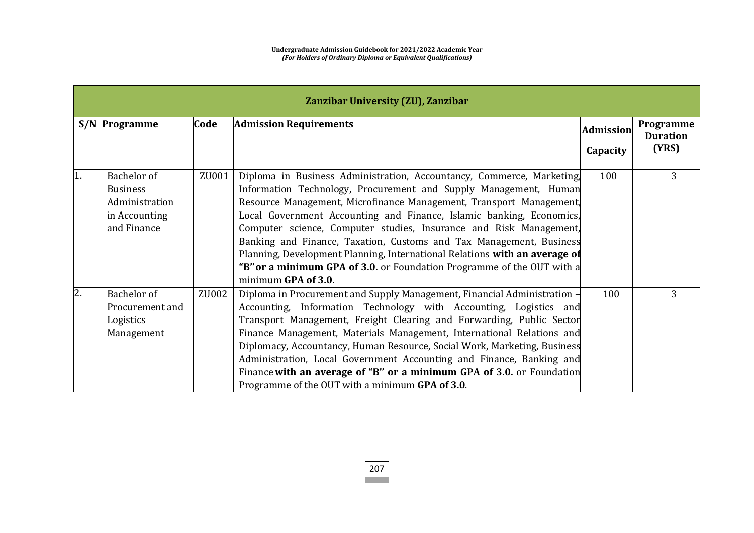| Zanzibar University (ZU), Zanzibar | | | | | |
|---|---|---|---|---|---|
| **S/N** | **Programme** | **Code** | **Admission Requirements** | **Admission Capacity** | **Programme Duration (YRS)** |
| 1. | Bachelor of Business Administration in Accounting and Finance | ZU001 | Diploma in Business Administration, Accountancy, Commerce, Marketing, Information Technology, Procurement and Supply Management, Human Resource Management, Microfinance Management, Transport Management, Local Government Accounting and Finance, Islamic banking, Economics, Computer science, Computer studies, Insurance and Risk Management, Banking and Finance, Taxation, Customs and Tax Management, Business Planning, Development Planning, International Relations **with an average of "B'' or a minimum GPA of 3.0.** or Foundation Programme of the OUT with a minimum **GPA of 3.0**. | 100 | 3 |
| 2. | Bachelor of Procurement and Logistics Management | ZU002 | Diploma in Procurement and Supply Management, Financial Administration – Accounting, Information Technology with Accounting, Logistics and Transport Management, Freight Clearing and Forwarding, Public Sector Finance Management, Materials Management, International Relations and Diplomacy, Accountancy, Human Resource, Social Work, Marketing, Business Administration, Local Government Accounting and Finance, Banking and Finance **with an average of "B'' or a minimum GPA of 3.0.** or Foundation Programme of the OUT with a minimum **GPA of 3.0**. | 100 | 3 |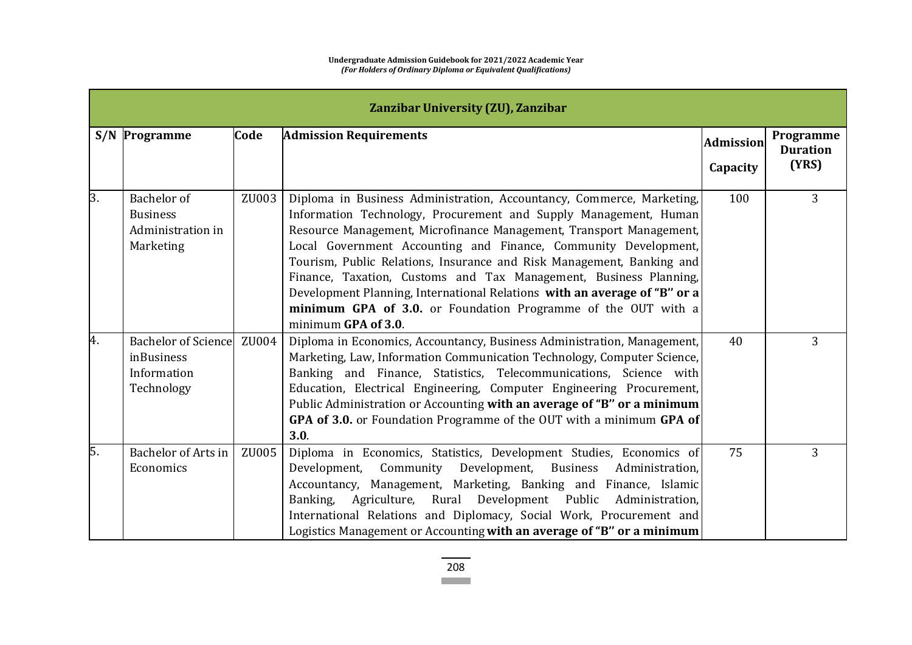| Zanzibar University (ZU), Zanzibar | | | | | |
|---|---|---|---|---|---|
| **S/N** | **Programme** | **Code** | **Admission Requirements** | **Admission Capacity** | **Programme Duration (YRS)** |
| 3. | Bachelor of Business Administration in Marketing | ZU003 | Diploma in Business Administration, Accountancy, Commerce, Marketing, Information Technology, Procurement and Supply Management, Human Resource Management, Microfinance Management, Transport Management, Local Government Accounting and Finance, Community Development, Tourism, Public Relations, Insurance and Risk Management, Banking and Finance, Taxation, Customs and Tax Management, Business Planning, Development Planning, International Relations **with an average of "B" or a minimum GPA of 3.0.** or Foundation Programme of the OUT with a minimum **GPA of 3.0**. | 100 | 3 |
| 4. | Bachelor of Science inBusiness Information Technology | ZU004 | Diploma in Economics, Accountancy, Business Administration, Management, Marketing, Law, Information Communication Technology, Computer Science, Banking and Finance, Statistics, Telecommunications, Science with Education, Electrical Engineering, Computer Engineering Procurement, Public Administration or Accounting **with an average of "B" or a minimum GPA of 3.0.** or Foundation Programme of the OUT with a minimum **GPA of 3.0**. | 40 | 3 |
| 5. | Bachelor of Arts in Economics | ZU005 | Diploma in Economics, Statistics, Development Studies, Economics of Development, Community Development, Business Administration, Accountancy, Management, Marketing, Banking and Finance, Islamic Banking, Agriculture, Rural Development Public Administration, International Relations and Diplomacy, Social Work, Procurement and Logistics Management or Accounting **with an average of "B" or a minimum** | 75 | 3 |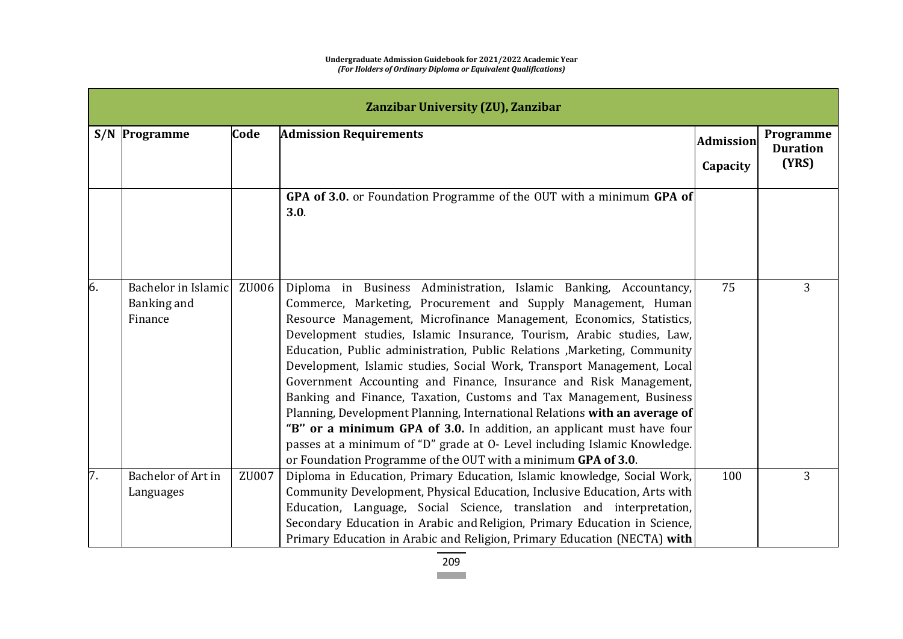| Zanzibar University (ZU), Zanzibar | | | | | |
|---|---|---|---|---|---|
| **S/N** | **Programme** | **Code** | **Admission Requirements** | **Admission Capacity** | **Programme Duration (YRS)** |
| | | | **GPA of 3.0.** or Foundation Programme of the OUT with a minimum **GPA of 3.0**. | | |
| 6. | Bachelor in Islamic Banking and Finance | ZU006 | Diploma in Business Administration, Islamic Banking, Accountancy, Commerce, Marketing, Procurement and Supply Management, Human Resource Management, Microfinance Management, Economics, Statistics, Development studies, Islamic Insurance, Tourism, Arabic studies, Law, Education, Public administration, Public Relations ,Marketing, Community Development, Islamic studies, Social Work, Transport Management, Local Government Accounting and Finance, Insurance and Risk Management, Banking and Finance, Taxation, Customs and Tax Management, Business Planning, Development Planning, International Relations **with an average of "B" or a minimum GPA of 3.0.** In addition, an applicant must have four passes at a minimum of "D" grade at O- Level including Islamic Knowledge. or Foundation Programme of the OUT with a minimum **GPA of 3.0**. | 75 | 3 |
| 7. | Bachelor of Art in Languages | ZU007 | Diploma in Education, Primary Education, Islamic knowledge, Social Work, Community Development, Physical Education, Inclusive Education, Arts with Education, Language, Social Science, translation and interpretation, Secondary Education in Arabic and Religion, Primary Education in Science, Primary Education in Arabic and Religion, Primary Education (NECTA) **with** | 100 | 3 |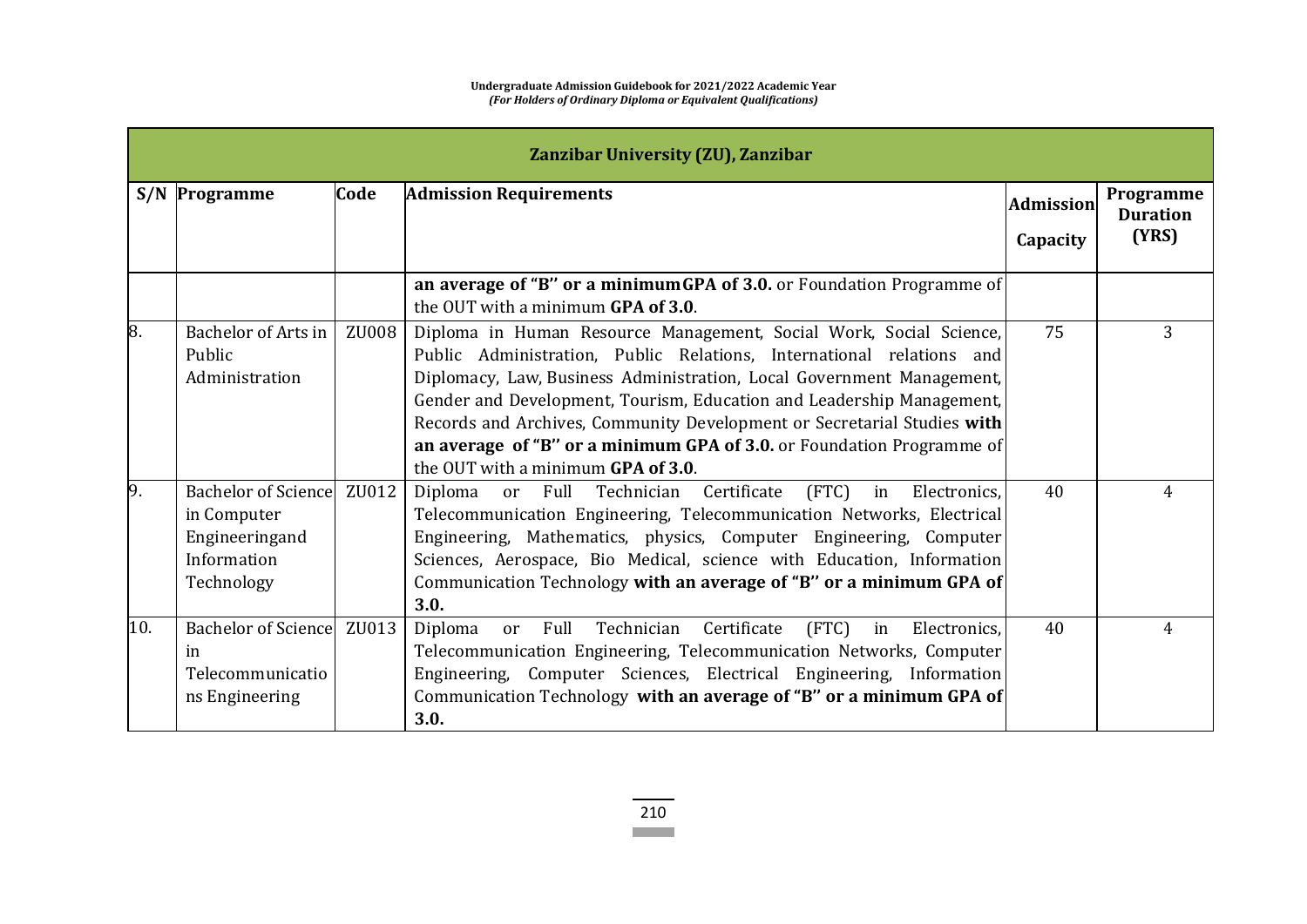| Zanzibar University (ZU), Zanzibar | | | | | |
|---|---|---|---|---|---|
| **S/N** | **Programme** | **Code** | **Admission Requirements** | **Admission Capacity** | **Programme Duration (YRS)** |
| | | | **an average of "B" or a minimum GPA of 3.0.** or Foundation Programme of the OUT with a minimum **GPA of 3.0**. | | |
| 8. | Bachelor of Arts in Public Administration | ZU008 | Diploma in Human Resource Management, Social Work, Social Science, Public Administration, Public Relations, International relations and Diplomacy, Law, Business Administration, Local Government Management, Gender and Development, Tourism, Education and Leadership Management, Records and Archives, Community Development or Secretarial Studies **with an average of "B" or a minimum GPA of 3.0.** or Foundation Programme of the OUT with a minimum **GPA of 3.0**. | 75 | 3 |
| 9. | Bachelor of Science in Computer Engineeringand Information Technology | ZU012 | Diploma or Full Technician Certificate (FTC) in Electronics, Telecommunication Engineering, Telecommunication Networks, Electrical Engineering, Mathematics, physics, Computer Engineering, Computer Sciences, Aerospace, Bio Medical, science with Education, Information Communication Technology **with an average of "B" or a minimum GPA of 3.0.** | 40 | 4 |
| 10. | Bachelor of Science in Telecommunications Engineering | ZU013 | Diploma or Full Technician Certificate (FTC) in Electronics, Telecommunication Engineering, Telecommunication Networks, Computer Engineering, Computer Sciences, Electrical Engineering, Information Communication Technology **with an average of "B" or a minimum GPA of 3.0.** | 40 | 4 |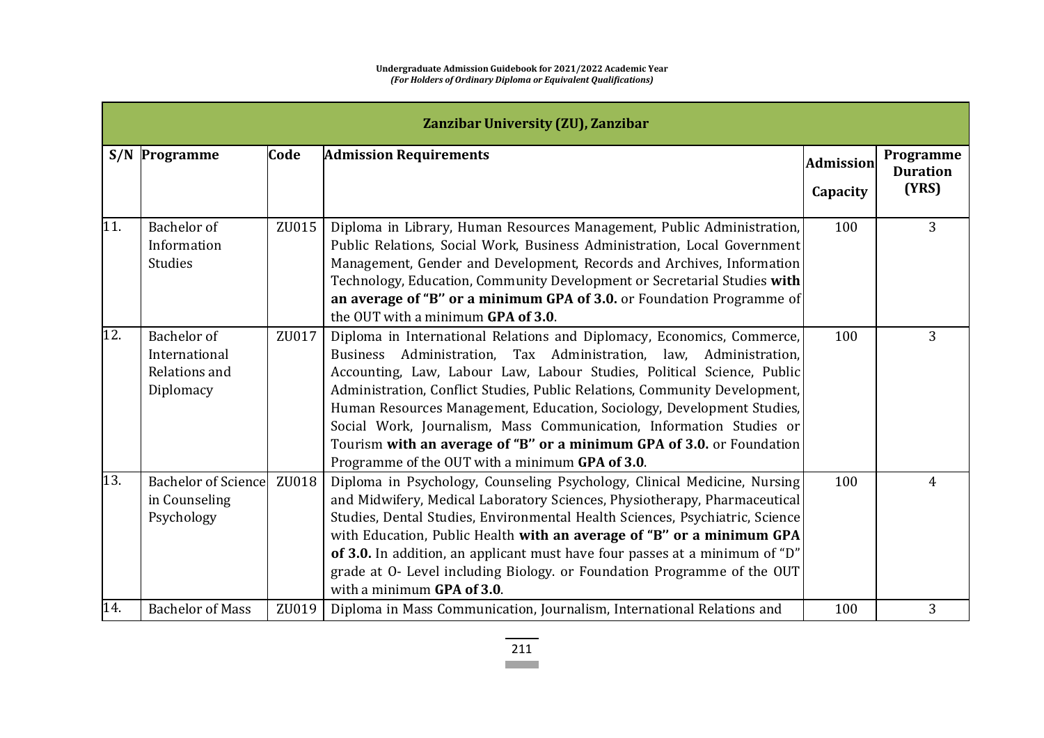| Zanzibar University (ZU), Zanzibar | | | | | |
|---|---|---|---|---|---|
| **S/N** | **Programme** | **Code** | **Admission Requirements** | **Admission Capacity** | **Programme Duration (YRS)** |
| 11. | Bachelor of Information Studies | ZU015 | Diploma in Library, Human Resources Management, Public Administration, Public Relations, Social Work, Business Administration, Local Government Management, Gender and Development, Records and Archives, Information Technology, Education, Community Development or Secretarial Studies **with an average of "B" or a minimum GPA of 3.0.** or Foundation Programme of the OUT with a minimum **GPA of 3.0**. | 100 | 3 |
| 12. | Bachelor of International Relations and Diplomacy | ZU017 | Diploma in International Relations and Diplomacy, Economics, Commerce, Business Administration, Tax Administration, law, Administration, Accounting, Law, Labour Law, Labour Studies, Political Science, Public Administration, Conflict Studies, Public Relations, Community Development, Human Resources Management, Education, Sociology, Development Studies, Social Work, Journalism, Mass Communication, Information Studies or Tourism **with an average of "B" or a minimum GPA of 3.0.** or Foundation Programme of the OUT with a minimum **GPA of 3.0**. | 100 | 3 |
| 13. | Bachelor of Science in Counseling Psychology | ZU018 | Diploma in Psychology, Counseling Psychology, Clinical Medicine, Nursing and Midwifery, Medical Laboratory Sciences, Physiotherapy, Pharmaceutical Studies, Dental Studies, Environmental Health Sciences, Psychiatric, Science with Education, Public Health **with an average of "B" or a minimum GPA of 3.0.** In addition, an applicant must have four passes at a minimum of "D" grade at O- Level including Biology. or Foundation Programme of the OUT with a minimum **GPA of 3.0**. | 100 | 4 |
| 14. | Bachelor of Mass | ZU019 | Diploma in Mass Communication, Journalism, International Relations and | 100 | 3 |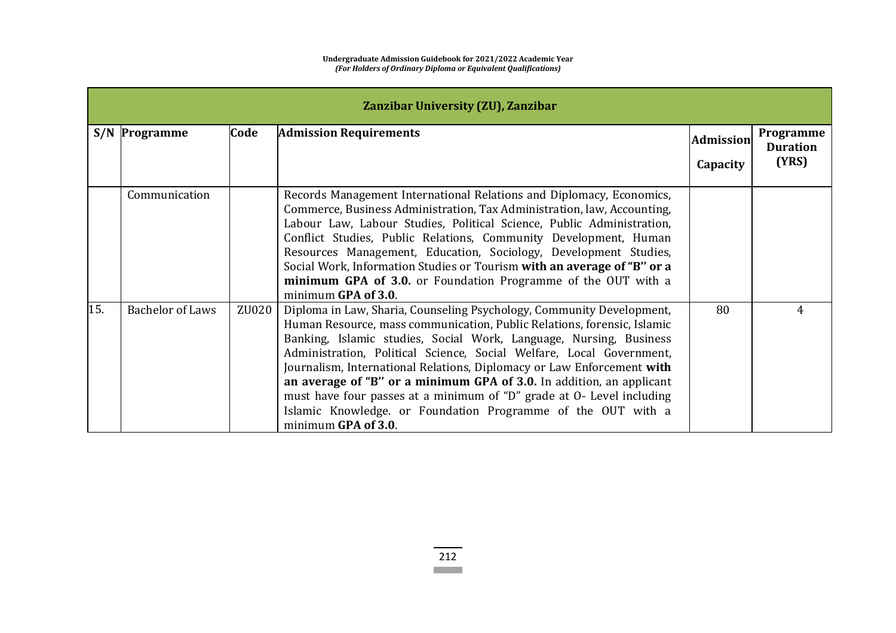| Zanzibar University (ZU), Zanzibar | | | | | |
|---|---|---|---|---|---|
| **S/N** | **Programme** | **Code** | **Admission Requirements** | **Admission Capacity** | **Programme Duration (YRS)** |
| | Communication | | Records Management International Relations and Diplomacy, Economics, Commerce, Business Administration, Tax Administration, law, Accounting, Labour Law, Labour Studies, Political Science, Public Administration, Conflict Studies, Public Relations, Community Development, Human Resources Management, Education, Sociology, Development Studies, Social Work, Information Studies or Tourism **with an average of "B'' or a minimum GPA of 3.0.** or Foundation Programme of the OUT with a minimum **GPA of 3.0**. | | |
| 15. | Bachelor of Laws | ZU020 | Diploma in Law, Sharia, Counseling Psychology, Community Development, Human Resource, mass communication, Public Relations, forensic, Islamic Banking, Islamic studies, Social Work, Language, Nursing, Business Administration, Political Science, Social Welfare, Local Government, Journalism, International Relations, Diplomacy or Law Enforcement **with an average of "B'' or a minimum GPA of 3.0.** In addition, an applicant must have four passes at a minimum of "D" grade at O- Level including Islamic Knowledge. or Foundation Programme of the OUT with a minimum **GPA of 3.0**. | 80 | 4 |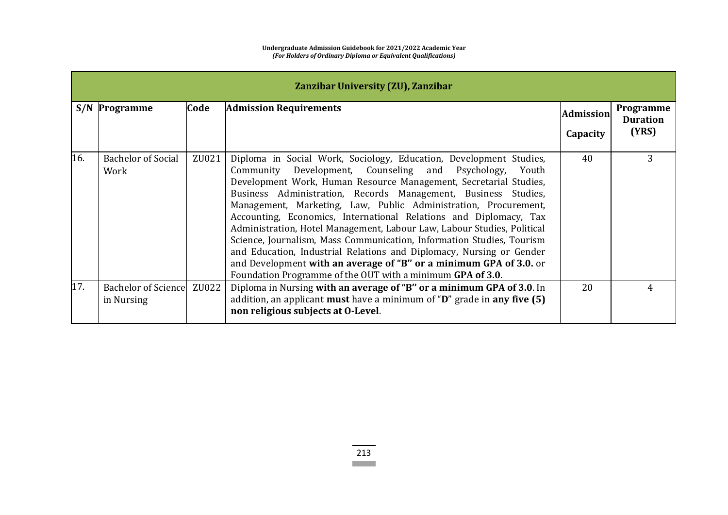| Zanzibar University (ZU), Zanzibar | | | | | |
|---|---|---|---|---|---|
| **S/N** | **Programme** | **Code** | **Admission Requirements** | **Admission Capacity** | **Programme Duration (YRS)** |
| 16. | Bachelor of Social Work | ZU021 | Diploma in Social Work, Sociology, Education, Development Studies, Community Development, Counseling and Psychology, Youth Development Work, Human Resource Management, Secretarial Studies, Business Administration, Records Management, Business Studies, Management, Marketing, Law, Public Administration, Procurement, Accounting, Economics, International Relations and Diplomacy, Tax Administration, Hotel Management, Labour Law, Labour Studies, Political Science, Journalism, Mass Communication, Information Studies, Tourism and Education, Industrial Relations and Diplomacy, Nursing or Gender and Development **with an average of "B" or a minimum GPA of 3.0.** or Foundation Programme of the OUT with a minimum **GPA of 3.0**. | 40 | 3 |
| 17. | Bachelor of Science in Nursing | ZU022 | Diploma in Nursing **with an average of "B" or a minimum GPA of 3.0**. In addition, an applicant **must** have a minimum of "**D**" grade in **any five (5) non religious subjects at O-Level**. | 20 | 4 |